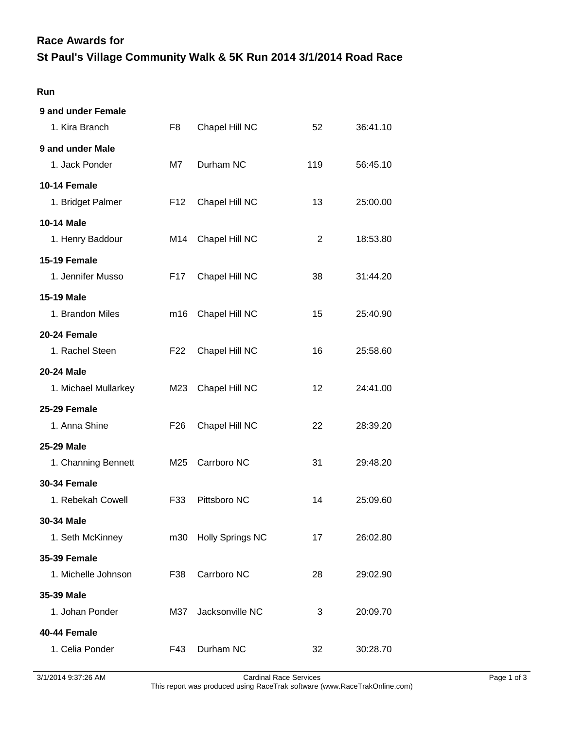# Race Awards for
# St Paul's Village Community Walk & 5K Run 2014 3/1/2014 Road Race

### Run

**9 and under Female**

| | | | | |
|---|---|---|---|---|
| 1. Kira Branch | F8 | Chapel Hill NC | 52 | 36:41.10 |

**9 and under Male**

| | | | | |
|---|---|---|---|---|
| 1. Jack Ponder | M7 | Durham NC | 119 | 56:45.10 |

**10-14 Female**

| | | | | |
|---|---|---|---|---|
| 1. Bridget Palmer | F12 | Chapel Hill NC | 13 | 25:00.00 |

**10-14 Male**

| | | | | |
|---|---|---|---|---|
| 1. Henry Baddour | M14 | Chapel Hill NC | 2 | 18:53.80 |

**15-19 Female**

| | | | | |
|---|---|---|---|---|
| 1. Jennifer Musso | F17 | Chapel Hill NC | 38 | 31:44.20 |

**15-19 Male**

| | | | | |
|---|---|---|---|---|
| 1. Brandon Miles | m16 | Chapel Hill NC | 15 | 25:40.90 |

**20-24 Female**

| | | | | |
|---|---|---|---|---|
| 1. Rachel Steen | F22 | Chapel Hill NC | 16 | 25:58.60 |

**20-24 Male**

| | | | | |
|---|---|---|---|---|
| 1. Michael Mullarkey | M23 | Chapel Hill NC | 12 | 24:41.00 |

**25-29 Female**

| | | | | |
|---|---|---|---|---|
| 1. Anna Shine | F26 | Chapel Hill NC | 22 | 28:39.20 |

**25-29 Male**

| | | | | |
|---|---|---|---|---|
| 1. Channing Bennett | M25 | Carrboro NC | 31 | 29:48.20 |

**30-34 Female**

| | | | | |
|---|---|---|---|---|
| 1. Rebekah Cowell | F33 | Pittsboro NC | 14 | 25:09.60 |

**30-34 Male**

| | | | | |
|---|---|---|---|---|
| 1. Seth McKinney | m30 | Holly Springs NC | 17 | 26:02.80 |

**35-39 Female**

| | | | | |
|---|---|---|---|---|
| 1. Michelle Johnson | F38 | Carrboro NC | 28 | 29:02.90 |

**35-39 Male**

| | | | | |
|---|---|---|---|---|
| 1. Johan Ponder | M37 | Jacksonville NC | 3 | 20:09.70 |

**40-44 Female**

| | | | | |
|---|---|---|---|---|
| 1. Celia Ponder | F43 | Durham NC | 32 | 30:28.70 |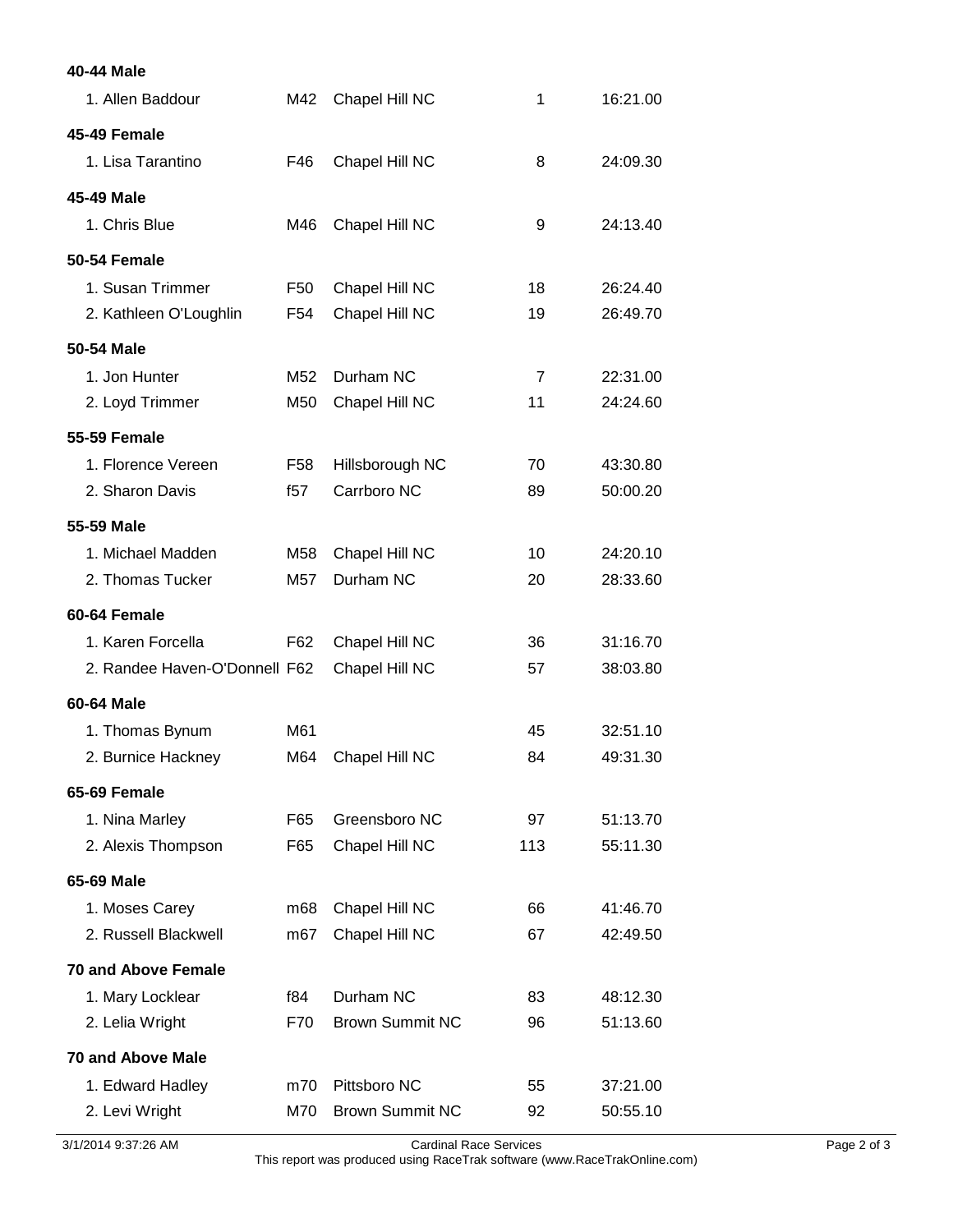**40-44 Male**

| | | | | |
|---|---|---|---|---|
| 1. Allen Baddour | M42 | Chapel Hill NC | 1 | 16:21.00 |

**45-49 Female**

| | | | | |
|---|---|---|---|---|
| 1. Lisa Tarantino | F46 | Chapel Hill NC | 8 | 24:09.30 |

**45-49 Male**

| | | | | |
|---|---|---|---|---|
| 1. Chris Blue | M46 | Chapel Hill NC | 9 | 24:13.40 |

**50-54 Female**

| | | | | |
|---|---|---|---|---|
| 1. Susan Trimmer | F50 | Chapel Hill NC | 18 | 26:24.40 |
| 2. Kathleen O'Loughlin | F54 | Chapel Hill NC | 19 | 26:49.70 |

**50-54 Male**

| | | | | |
|---|---|---|---|---|
| 1. Jon Hunter | M52 | Durham NC | 7 | 22:31.00 |
| 2. Loyd Trimmer | M50 | Chapel Hill NC | 11 | 24:24.60 |

**55-59 Female**

| | | | | |
|---|---|---|---|---|
| 1. Florence Vereen | F58 | Hillsborough NC | 70 | 43:30.80 |
| 2. Sharon Davis | f57 | Carrboro NC | 89 | 50:00.20 |

**55-59 Male**

| | | | | |
|---|---|---|---|---|
| 1. Michael Madden | M58 | Chapel Hill NC | 10 | 24:20.10 |
| 2. Thomas Tucker | M57 | Durham NC | 20 | 28:33.60 |

**60-64 Female**

| | | | | |
|---|---|---|---|---|
| 1. Karen Forcella | F62 | Chapel Hill NC | 36 | 31:16.70 |
| 2. Randee Haven-O'Donnell | F62 | Chapel Hill NC | 57 | 38:03.80 |

**60-64 Male**

| | | | | |
|---|---|---|---|---|
| 1. Thomas Bynum | M61 | | 45 | 32:51.10 |
| 2. Burnice Hackney | M64 | Chapel Hill NC | 84 | 49:31.30 |

**65-69 Female**

| | | | | |
|---|---|---|---|---|
| 1. Nina Marley | F65 | Greensboro NC | 97 | 51:13.70 |
| 2. Alexis Thompson | F65 | Chapel Hill NC | 113 | 55:11.30 |

**65-69 Male**

| | | | | |
|---|---|---|---|---|
| 1. Moses Carey | m68 | Chapel Hill NC | 66 | 41:46.70 |
| 2. Russell Blackwell | m67 | Chapel Hill NC | 67 | 42:49.50 |

**70 and Above Female**

| | | | | |
|---|---|---|---|---|
| 1. Mary Locklear | f84 | Durham NC | 83 | 48:12.30 |
| 2. Lelia Wright | F70 | Brown Summit NC | 96 | 51:13.60 |

**70 and Above Male**

| | | | | |
|---|---|---|---|---|
| 1. Edward Hadley | m70 | Pittsboro NC | 55 | 37:21.00 |
| 2. Levi Wright | M70 | Brown Summit NC | 92 | 50:55.10 |